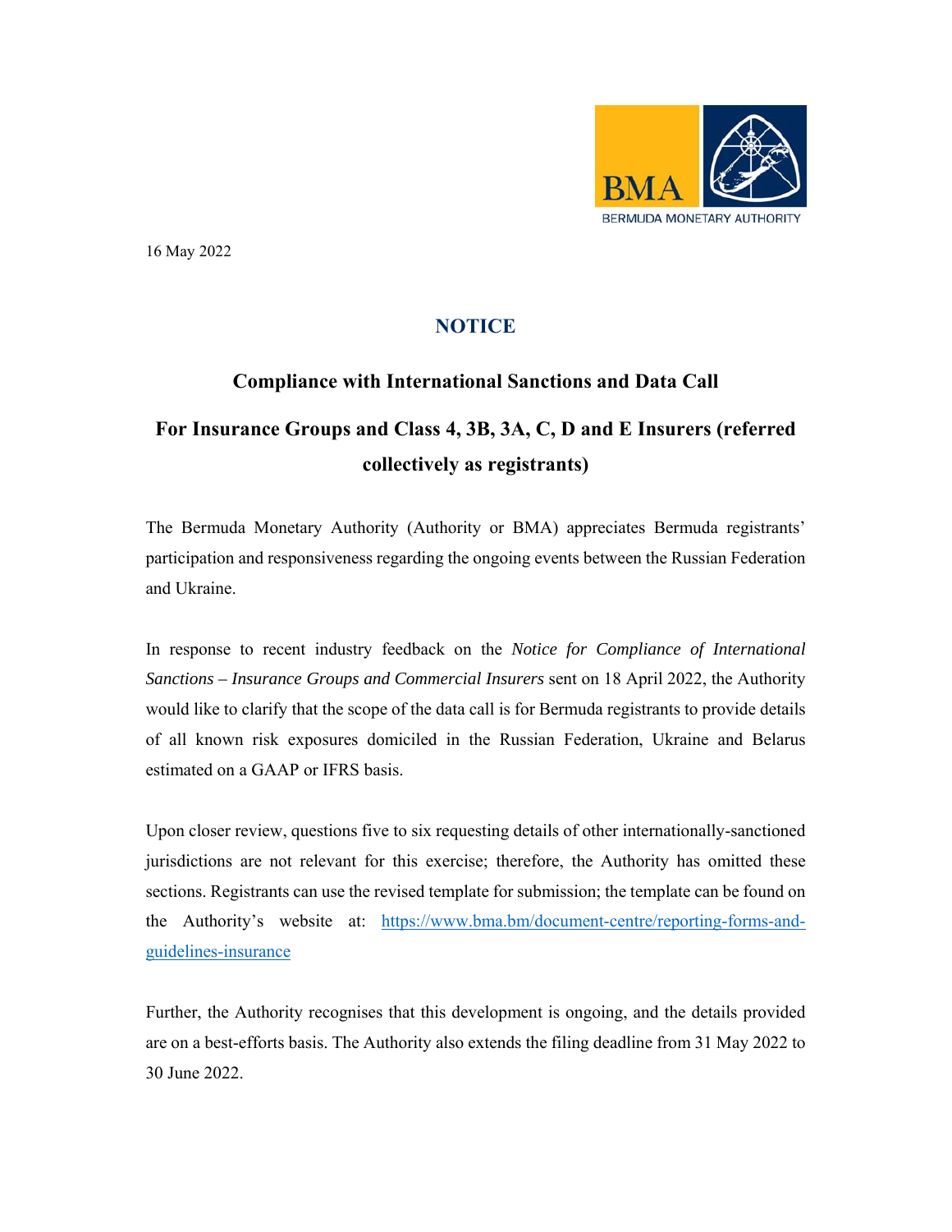BMA

BERMUDA MONETARY AUTHORITY

16 May 2022

# NOTICE

## Compliance with International Sanctions and Data Call

## For Insurance Groups and Class 4, 3B, 3A, C, D and E Insurers (referred collectively as registrants)

The Bermuda Monetary Authority (Authority or BMA) appreciates Bermuda registrants' participation and responsiveness regarding the ongoing events between the Russian Federation and Ukraine.

In response to recent industry feedback on the *Notice for Compliance of International Sanctions – Insurance Groups and Commercial Insurers* sent on 18 April 2022, the Authority would like to clarify that the scope of the data call is for Bermuda registrants to provide details of all known risk exposures domiciled in the Russian Federation, Ukraine and Belarus estimated on a GAAP or IFRS basis.

Upon closer review, questions five to six requesting details of other internationally-sanctioned jurisdictions are not relevant for this exercise; therefore, the Authority has omitted these sections. Registrants can use the revised template for submission; the template can be found on the Authority's website at: [https://www.bma.bm/document-centre/reporting-forms-and-guidelines-insurance](https://www.bma.bm/document-centre/reporting-forms-and-guidelines-insurance)

Further, the Authority recognises that this development is ongoing, and the details provided are on a best-efforts basis. The Authority also extends the filing deadline from 31 May 2022 to 30 June 2022.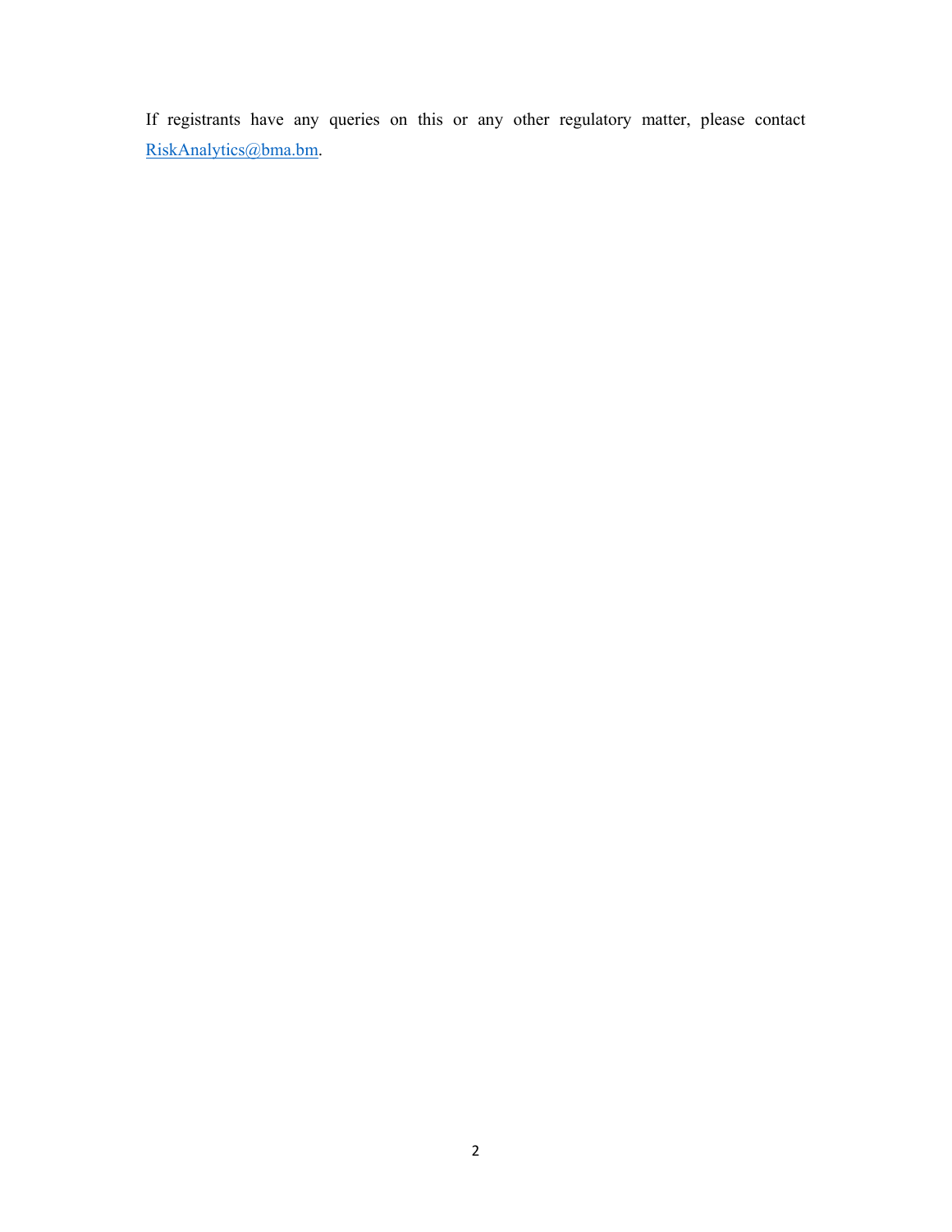If registrants have any queries on this or any other regulatory matter, please contact RiskAnalytics@bma.bm.